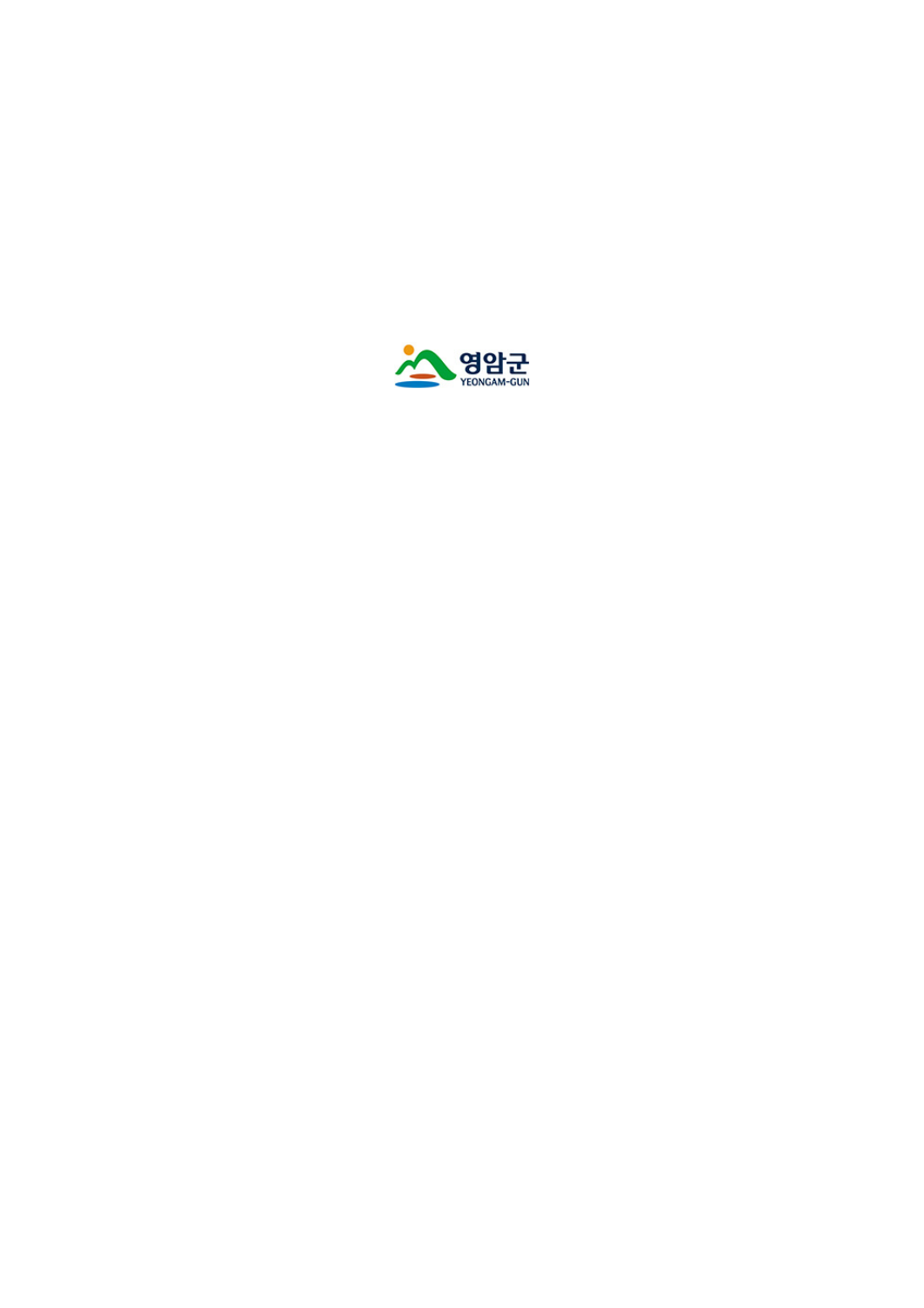영암군
YEONGAM-GUN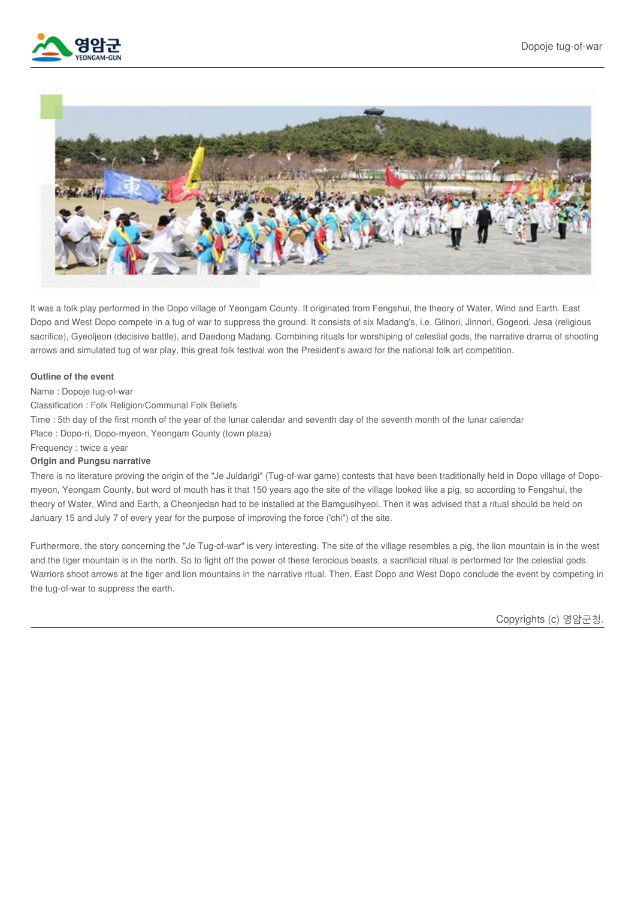It was a folk play performed in the Dopo village of Yeongam County. It originated from Fengshui, the theory of Water, Wind and Earth. East Dopo and West Dopo compete in a tug of war to suppress the ground. It consists of six Madang's, i.e. Gilnori, Jinnori, Gogeori, Jesa (religious sacrifice), Gyeoljeon (decisive battle), and Daedong Madang. Combining rituals for worshiping of celestial gods, the narrative drama of shooting arrows and simulated tug of war play, this great folk festival won the President's award for the national folk art competition.

**Outline of the event**

Name : Dopoje tug-of-war

Classification : Folk Religion/Communal Folk Beliefs

Time : 5th day of the first month of the year of the lunar calendar and seventh day of the seventh month of the lunar calendar

Place : Dopo-ri, Dopo-myeon, Yeongam County (town plaza)

Frequency : twice a year

**Origin and Pungsu narrative**

There is no literature proving the origin of the "Je Juldarigi" (Tug-of-war game) contests that have been traditionally held in Dopo village of Dopo-myeon, Yeongam County, but word of mouth has it that 150 years ago the site of the village looked like a pig, so according to Fengshui, the theory of Water, Wind and Earth, a Cheonjedan had to be installed at the Bamgusihyeol. Then it was advised that a ritual should be held on January 15 and July 7 of every year for the purpose of improving the force ('chi") of the site.

Furthermore, the story concerning the "Je Tug-of-war" is very interesting. The site of the village resembles a pig, the lion mountain is in the west and the tiger mountain is in the north. So to fight off the power of these ferocious beasts, a sacrificial ritual is performed for the celestial gods. Warriors shoot arrows at the tiger and lion mountains in the narrative ritual. Then, East Dopo and West Dopo conclude the event by competing in the tug-of-war to suppress the earth.

Copyrights (c) 영암군청.